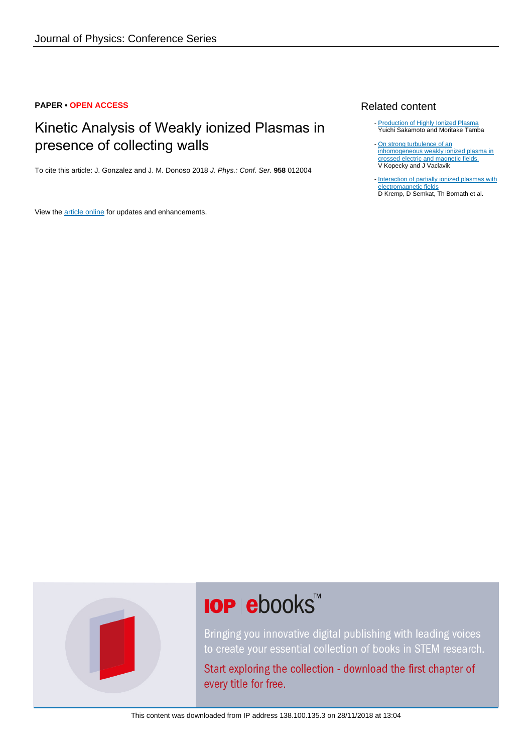Journal of Physics: Conference Series

**PAPER** • **OPEN ACCESS**

# Kinetic Analysis of Weakly ionized Plasmas in presence of collecting walls

To cite this article: J. Gonzalez and J. M. Donoso 2018 *J. Phys.: Conf. Ser.* **958** 012004

View the article online for updates and enhancements.

## Related content

- Production of Highly Ionized Plasma
Yuichi Sakamoto and Moritake Tamba

- On strong turbulence of an inhomogeneous weakly ionized plasma in crossed electric and magnetic fields.
V Kopecky and J Vaclavik

- Interaction of partially ionized plasmas with electromagnetic fields
D Kremp, D Semkat, Th Bornath et al.

**IOP ebooks**™

Bringing you innovative digital publishing with leading voices to create your essential collection of books in STEM research.

Start exploring the collection - download the first chapter of every title for free.

This content was downloaded from IP address 138.100.135.3 on 28/11/2018 at 13:04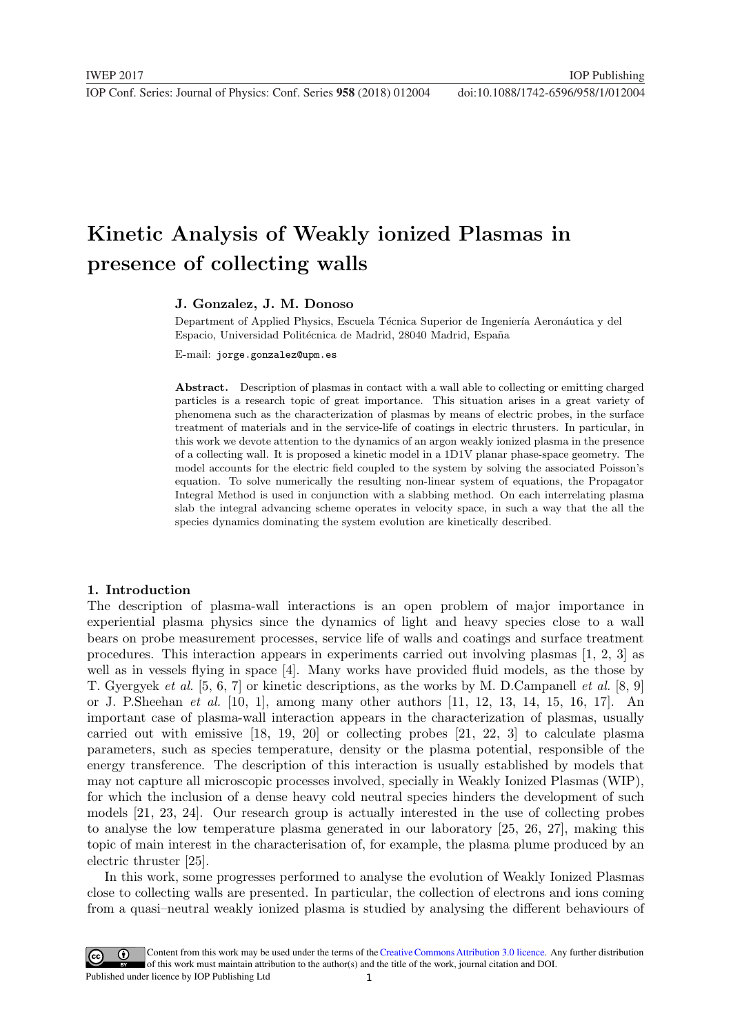# Kinetic Analysis of Weakly ionized Plasmas in presence of collecting walls

**J. Gonzalez, J. M. Donoso**

Department of Applied Physics, Escuela Técnica Superior de Ingeniería Aeronáutica y del Espacio, Universidad Politécnica de Madrid, 28040 Madrid, España

E-mail: `jorge.gonzalez@upm.es`

**Abstract.** Description of plasmas in contact with a wall able to collecting or emitting charged particles is a research topic of great importance. This situation arises in a great variety of phenomena such as the characterization of plasmas by means of electric probes, in the surface treatment of materials and in the service-life of coatings in electric thrusters. In particular, in this work we devote attention to the dynamics of an argon weakly ionized plasma in the presence of a collecting wall. It is proposed a kinetic model in a 1D1V planar phase-space geometry. The model accounts for the electric field coupled to the system by solving the associated Poisson's equation. To solve numerically the resulting non-linear system of equations, the Propagator Integral Method is used in conjunction with a slabbing method. On each interrelating plasma slab the integral advancing scheme operates in velocity space, in such a way that the all the species dynamics dominating the system evolution are kinetically described.

## 1. Introduction

The description of plasma-wall interactions is an open problem of major importance in experiential plasma physics since the dynamics of light and heavy species close to a wall bears on probe measurement processes, service life of walls and coatings and surface treatment procedures. This interaction appears in experiments carried out involving plasmas [1, 2, 3] as well as in vessels flying in space [4]. Many works have provided fluid models, as the those by T. Gyergyek *et al.* [5, 6, 7] or kinetic descriptions, as the works by M. D.Campanell *et al.* [8, 9] or J. P.Sheehan *et al.* [10, 1], among many other authors [11, 12, 13, 14, 15, 16, 17]. An important case of plasma-wall interaction appears in the characterization of plasmas, usually carried out with emissive [18, 19, 20] or collecting probes [21, 22, 3] to calculate plasma parameters, such as species temperature, density or the plasma potential, responsible of the energy transference. The description of this interaction is usually established by models that may not capture all microscopic processes involved, specially in Weakly Ionized Plasmas (WIP), for which the inclusion of a dense heavy cold neutral species hinders the development of such models [21, 23, 24]. Our research group is actually interested in the use of collecting probes to analyse the low temperature plasma generated in our laboratory [25, 26, 27], making this topic of main interest in the characterisation of, for example, the plasma plume produced by an electric thruster [25].

In this work, some progresses performed to analyse the evolution of Weakly Ionized Plasmas close to collecting walls are presented. In particular, the collection of electrons and ions coming from a quasi–neutral weakly ionized plasma is studied by analysing the different behaviours of

Content from this work may be used under the terms of the Creative Commons Attribution 3.0 licence. Any further distribution of this work must maintain attribution to the author(s) and the title of the work, journal citation and DOI.
Published under licence by IOP Publishing Ltd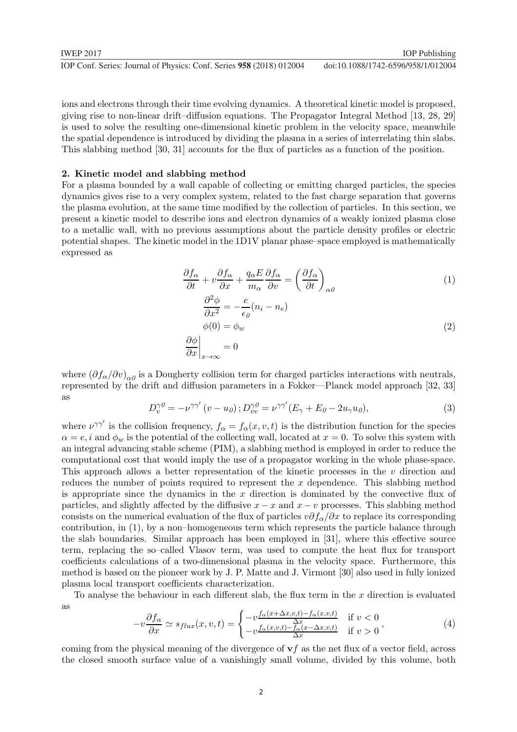ions and electrons through their time evolving dynamics. A theoretical kinetic model is proposed, giving rise to non-linear drift–diffusion equations. The Propagator Integral Method [13, 28, 29] is used to solve the resulting one-dimensional kinetic problem in the velocity space, meanwhile the spatial dependence is introduced by dividing the plasma in a series of interrelating thin slabs. This slabbing method [30, 31] accounts for the flux of particles as a function of the position.

## 2. Kinetic model and slabbing method

For a plasma bounded by a wall capable of collecting or emitting charged particles, the species dynamics gives rise to a very complex system, related to the fast charge separation that governs the plasma evolution, at the same time modified by the collection of particles. In this section, we present a kinetic model to describe ions and electron dynamics of a weakly ionized plasma close to a metallic wall, with no previous assumptions about the particle density profiles or electric potential shapes. The kinetic model in the 1D1V planar phase–space employed is mathematically expressed as

$$\frac{\partial f_\alpha}{\partial t} + v\frac{\partial f_\alpha}{\partial x} + \frac{q_\alpha E}{m_\alpha}\frac{\partial f_\alpha}{\partial v} = \left(\frac{\partial f_\alpha}{\partial t}\right)_{\alpha 0} \tag{1}$$

$$\begin{aligned} \frac{\partial^2 \phi}{\partial x^2} &= -\frac{e}{\epsilon_0}(n_i - n_e) \\ \phi(0) &= \phi_w \\ \left.\frac{\partial \phi}{\partial x}\right|_{x\to\infty} &= 0 \end{aligned} \tag{2}$$

where $(\partial f_\alpha/\partial v)_{\alpha 0}$ is a Dougherty collision term for charged particles interactions with neutrals, represented by the drift and diffusion parameters in a Fokker—Planck model approach [32, 33] as

$$D_v^{\gamma 0} = -\nu^{\gamma\gamma'}(v - u_0)\,; D_{vv}^{\gamma 0} = \nu^{\gamma\gamma'}(E_\gamma + E_0 - 2u_\gamma u_0), \tag{3}$$

where $\nu^{\gamma\gamma'}$ is the collision frequency, $f_\alpha = f_\alpha(x, v, t)$ is the distribution function for the species $\alpha = e, i$ and $\phi_w$ is the potential of the collecting wall, located at $x = 0$. To solve this system with an integral advancing stable scheme (PIM), a slabbing method is employed in order to reduce the computational cost that would imply the use of a propagator working in the whole phase-space. This approach allows a better representation of the kinetic processes in the $v$ direction and reduces the number of points required to represent the $x$ dependence. This slabbing method is appropriate since the dynamics in the $x$ direction is dominated by the convective flux of particles, and slightly affected by the diffusive $x-x$ and $x-v$ processes. This slabbing method consists on the numerical evaluation of the flux of particles $v\partial f_\alpha/\partial x$ to replace its corresponding contribution, in (1), by a non–homogeneous term which represents the particle balance through the slab boundaries. Similar approach has been employed in [31], where this effective source term, replacing the so–called Vlasov term, was used to compute the heat flux for transport coefficients calculations of a two-dimensional plasma in the velocity space. Furthermore, this method is based on the pioneer work by J. P. Matte and J. Virmont [30] also used in fully ionized plasma local transport coefficients characterization.

To analyse the behaviour in each different slab, the flux term in the $x$ direction is evaluated as

$$-v\frac{\partial f_\alpha}{\partial x} \simeq s_{flux}(x, v, t) = \begin{cases} -v\frac{f_\alpha(x+\Delta x, v, t) - f_\alpha(x, v, t)}{\Delta x} & \text{if } v < 0 \\ -v\frac{f_\alpha(x, v, t) - f_\alpha(x-\Delta x, v, t)}{\Delta x} & \text{if } v > 0 \end{cases}, \tag{4}$$

coming from the physical meaning of the divergence of $\mathbf{v}f$ as the net flux of a vector field, across the closed smooth surface value of a vanishingly small volume, divided by this volume, both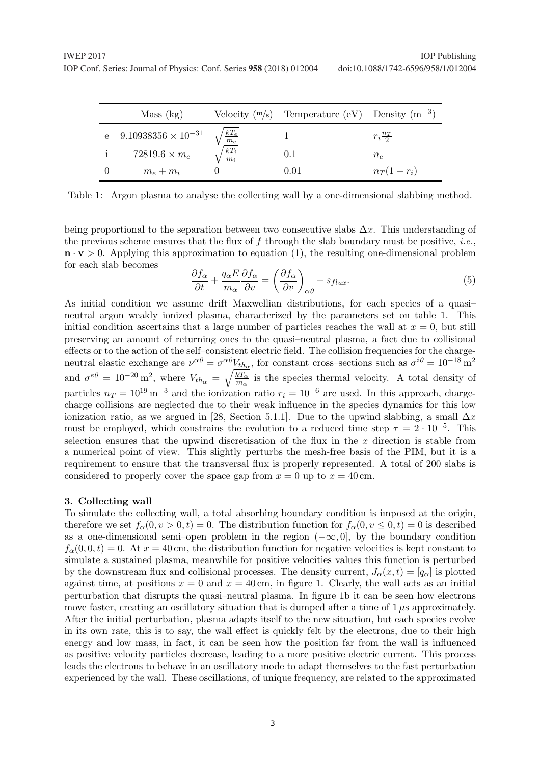|   | Mass (kg) | Velocity (m/s) | Temperature (eV) | Density (m$^{-3}$) |
|---|---|---|---|---|
| e | $9.10938356 \times 10^{-31}$ | $\sqrt{\frac{kT_e}{m_e}}$ | 1 | $r_i \frac{n_T}{2}$ |
| i | $72819.6 \times m_e$ | $\sqrt{\frac{kT_i}{m_i}}$ | 0.1 | $n_e$ |
| 0 | $m_e + m_i$ | 0 | 0.01 | $n_T(1 - r_i)$ |

Table 1: Argon plasma to analyse the collecting wall by a one-dimensional slabbing method.

being proportional to the separation between two consecutive slabs $\Delta x$. This understanding of the previous scheme ensures that the flux of $f$ through the slab boundary must be positive, *i.e.*, $\mathbf{n} \cdot \mathbf{v} > 0$. Applying this approximation to equation (1), the resulting one-dimensional problem for each slab becomes

$$\frac{\partial f_\alpha}{\partial t} + \frac{q_\alpha E}{m_\alpha} \frac{\partial f_\alpha}{\partial v} = \left( \frac{\partial f_\alpha}{\partial v} \right)_{\alpha 0} + s_{flux}. \tag{5}$$

As initial condition we assume drift Maxwellian distributions, for each species of a quasi–neutral argon weakly ionized plasma, characterized by the parameters set on table 1. This initial condition ascertains that a large number of particles reaches the wall at $x = 0$, but still preserving an amount of returning ones to the quasi–neutral plasma, a fact due to collisional effects or to the action of the self–consistent electric field. The collision frequencies for the charge-neutral elastic exchange are $\nu^{\alpha 0} = \sigma^{\alpha 0} V_{th_\alpha}$, for constant cross–sections such as $\sigma^{i0} = 10^{-18}\,\mathrm{m}^2$ and $\sigma^{e0} = 10^{-20}\,\mathrm{m}^2$, where $V_{th_\alpha} = \sqrt{\frac{kT_\alpha}{m_\alpha}}$ is the species thermal velocity. A total density of particles $n_T = 10^{19}\,\mathrm{m}^{-3}$ and the ionization ratio $r_i = 10^{-6}$ are used. In this approach, charge-charge collisions are neglected due to their weak influence in the species dynamics for this low ionization ratio, as we argued in [28, Section 5.1.1]. Due to the upwind slabbing, a small $\Delta x$ must be employed, which constrains the evolution to a reduced time step $\tau = 2 \cdot 10^{-5}$. This selection ensures that the upwind discretisation of the flux in the $x$ direction is stable from a numerical point of view. This slightly perturbs the mesh-free basis of the PIM, but it is a requirement to ensure that the transversal flux is properly represented. A total of 200 slabs is considered to properly cover the space gap from $x = 0$ up to $x = 40\,\mathrm{cm}$.

## 3. Collecting wall

To simulate the collecting wall, a total absorbing boundary condition is imposed at the origin, therefore we set $f_\alpha(0, v > 0, t) = 0$. The distribution function for $f_\alpha(0, v \leq 0, t) = 0$ is described as a one-dimensional semi–open problem in the region $(-\infty, 0]$, by the boundary condition $f_\alpha(0, 0, t) = 0$. At $x = 40\,\mathrm{cm}$, the distribution function for negative velocities is kept constant to simulate a sustained plasma, meanwhile for positive velocities values this function is perturbed by the downstream flux and collisional processes. The density current, $J_\alpha(x, t) = [q_\alpha]$ is plotted against time, at positions $x = 0$ and $x = 40\,\mathrm{cm}$, in figure 1. Clearly, the wall acts as an initial perturbation that disrupts the quasi–neutral plasma. In figure 1b it can be seen how electrons move faster, creating an oscillatory situation that is dumped after a time of $1\,\mu\mathrm{s}$ approximately. After the initial perturbation, plasma adapts itself to the new situation, but each species evolve in its own rate, this is to say, the wall effect is quickly felt by the electrons, due to their high energy and low mass, in fact, it can be seen how the position far from the wall is influenced as positive velocity particles decrease, leading to a more positive electric current. This process leads the electrons to behave in an oscillatory mode to adapt themselves to the fast perturbation experienced by the wall. These oscillations, of unique frequency, are related to the approximated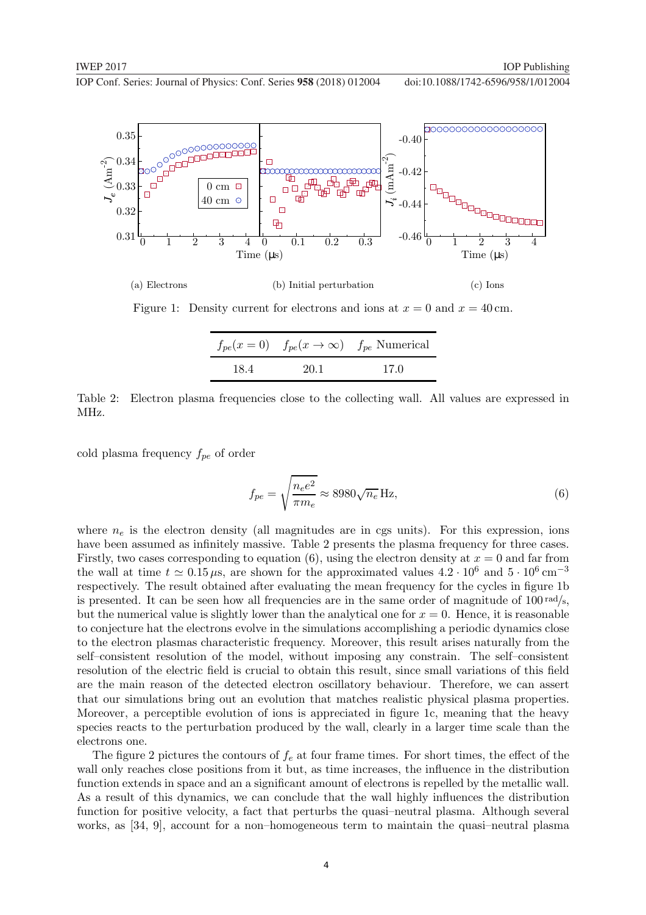(a) Electrons (b) Initial perturbation (c) Ions

Figure 1: Density current for electrons and ions at $x = 0$ and $x = 40\,\text{cm}$.

| $f_{pe}(x=0)$ | $f_{pe}(x \to \infty)$ | $f_{pe}$ Numerical |
|---|---|---|
| 18.4 | 20.1 | 17.0 |

Table 2: Electron plasma frequencies close to the collecting wall. All values are expressed in MHz.

cold plasma frequency $f_{pe}$ of order

$$f_{pe} = \sqrt{\frac{n_e e^2}{\pi m_e}} \approx 8980\sqrt{n_e}\,\text{Hz}, \tag{6}$$

where $n_e$ is the electron density (all magnitudes are in cgs units). For this expression, ions have been assumed as infinitely massive. Table 2 presents the plasma frequency for three cases. Firstly, two cases corresponding to equation (6), using the electron density at $x = 0$ and far from the wall at time $t \simeq 0.15\,\mu\text{s}$, are shown for the approximated values $4.2 \cdot 10^6$ and $5 \cdot 10^6\,\text{cm}^{-3}$ respectively. The result obtained after evaluating the mean frequency for the cycles in figure 1b is presented. It can be seen how all frequencies are in the same order of magnitude of $100\,\text{rad/s}$, but the numerical value is slightly lower than the analytical one for $x = 0$. Hence, it is reasonable to conjecture hat the electrons evolve in the simulations accomplishing a periodic dynamics close to the electron plasmas characteristic frequency. Moreover, this result arises naturally from the self–consistent resolution of the model, without imposing any constrain. The self–consistent resolution of the electric field is crucial to obtain this result, since small variations of this field are the main reason of the detected electron oscillatory behaviour. Therefore, we can assert that our simulations bring out an evolution that matches realistic physical plasma properties. Moreover, a perceptible evolution of ions is appreciated in figure 1c, meaning that the heavy species reacts to the perturbation produced by the wall, clearly in a larger time scale than the electrons one.

The figure 2 pictures the contours of $f_e$ at four frame times. For short times, the effect of the wall only reaches close positions from it but, as time increases, the influence in the distribution function extends in space and an a significant amount of electrons is repelled by the metallic wall. As a result of this dynamics, we can conclude that the wall highly influences the distribution function for positive velocity, a fact that perturbs the quasi–neutral plasma. Although several works, as [34, 9], account for a non–homogeneous term to maintain the quasi–neutral plasma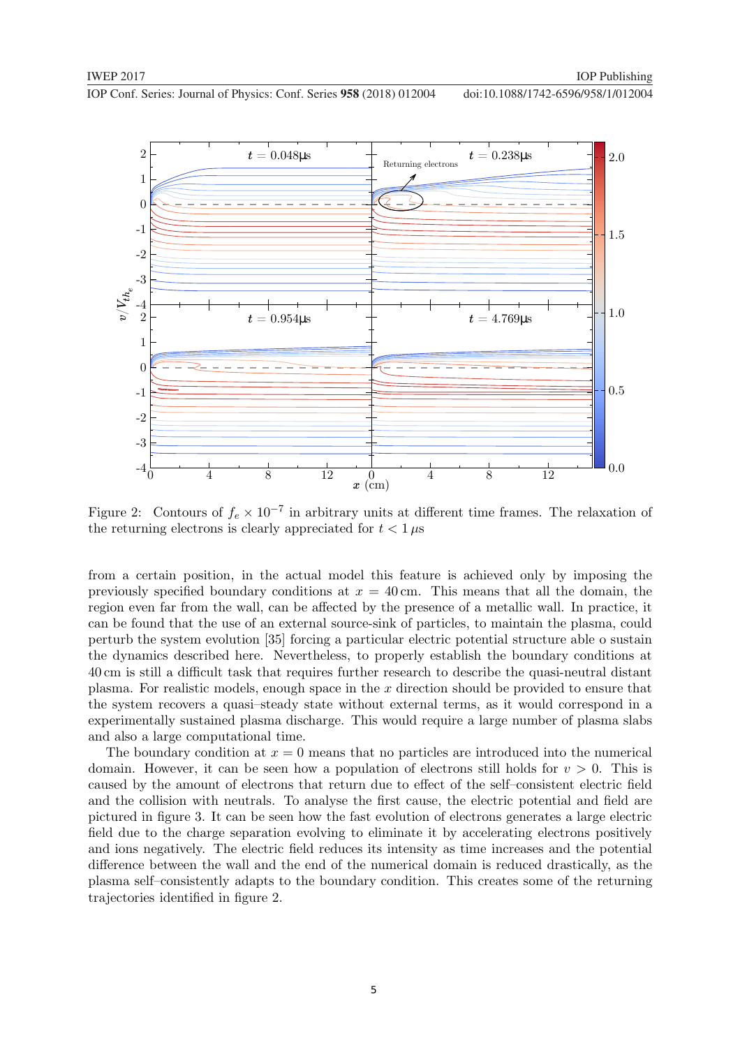Figure 2: Contours of $f_e \times 10^{-7}$ in arbitrary units at different time frames. The relaxation of the returning electrons is clearly appreciated for $t < 1\,\mu$s

from a certain position, in the actual model this feature is achieved only by imposing the previously specified boundary conditions at $x = 40\,$cm. This means that all the domain, the region even far from the wall, can be affected by the presence of a metallic wall. In practice, it can be found that the use of an external source-sink of particles, to maintain the plasma, could perturb the system evolution [35] forcing a particular electric potential structure able o sustain the dynamics described here. Nevertheless, to properly establish the boundary conditions at 40 cm is still a difficult task that requires further research to describe the quasi-neutral distant plasma. For realistic models, enough space in the $x$ direction should be provided to ensure that the system recovers a quasi–steady state without external terms, as it would correspond in a experimentally sustained plasma discharge. This would require a large number of plasma slabs and also a large computational time.

The boundary condition at $x = 0$ means that no particles are introduced into the numerical domain. However, it can be seen how a population of electrons still holds for $v > 0$. This is caused by the amount of electrons that return due to effect of the self–consistent electric field and the collision with neutrals. To analyse the first cause, the electric potential and field are pictured in figure 3. It can be seen how the fast evolution of electrons generates a large electric field due to the charge separation evolving to eliminate it by accelerating electrons positively and ions negatively. The electric field reduces its intensity as time increases and the potential difference between the wall and the end of the numerical domain is reduced drastically, as the plasma self–consistently adapts to the boundary condition. This creates some of the returning trajectories identified in figure 2.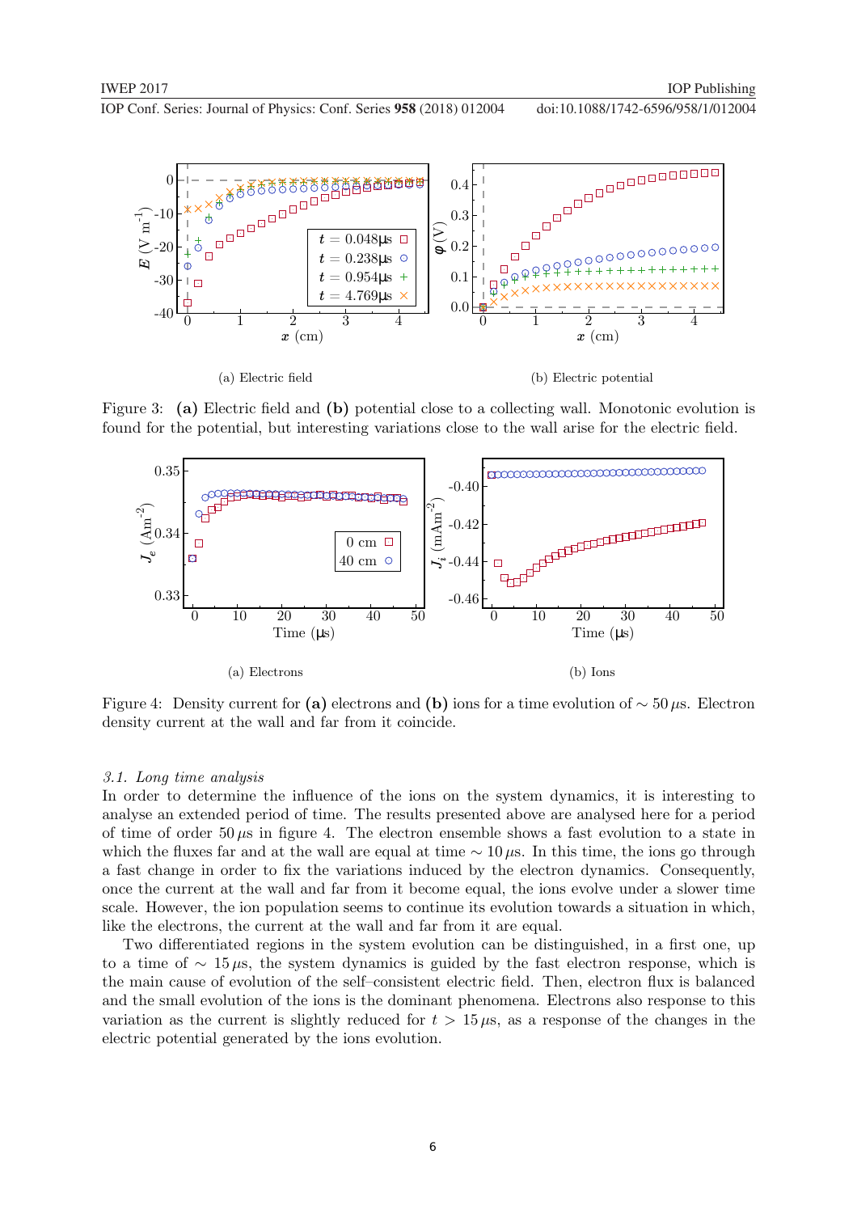(a) Electric field

(b) Electric potential

Figure 3: **(a)** Electric field and **(b)** potential close to a collecting wall. Monotonic evolution is found for the potential, but interesting variations close to the wall arise for the electric field.

(a) Electrons

(b) Ions

Figure 4: Density current for **(a)** electrons and **(b)** ions for a time evolution of $\sim 50\,\mu$s. Electron density current at the wall and far from it coincide.

### 3.1. *Long time analysis*

In order to determine the influence of the ions on the system dynamics, it is interesting to analyse an extended period of time. The results presented above are analysed here for a period of time of order $50\,\mu s$ in figure 4. The electron ensemble shows a fast evolution to a state in which the fluxes far and at the wall are equal at time $\sim 10\,\mu$s. In this time, the ions go through a fast change in order to fix the variations induced by the electron dynamics. Consequently, once the current at the wall and far from it become equal, the ions evolve under a slower time scale. However, the ion population seems to continue its evolution towards a situation in which, like the electrons, the current at the wall and far from it are equal.

Two differentiated regions in the system evolution can be distinguished, in a first one, up to a time of $\sim 15\,\mu$s, the system dynamics is guided by the fast electron response, which is the main cause of evolution of the self–consistent electric field. Then, electron flux is balanced and the small evolution of the ions is the dominant phenomena. Electrons also response to this variation as the current is slightly reduced for $t > 15\,\mu$s, as a response of the changes in the electric potential generated by the ions evolution.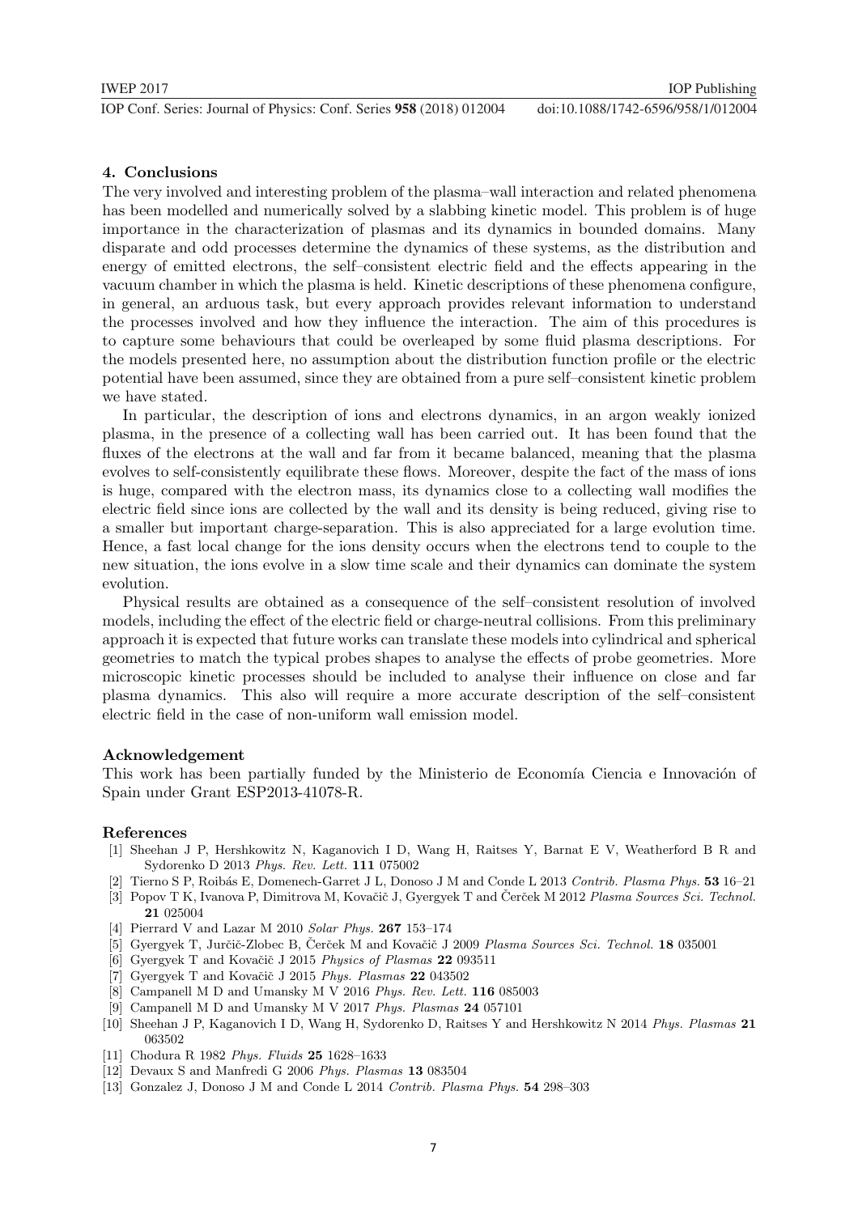## 4. Conclusions

The very involved and interesting problem of the plasma–wall interaction and related phenomena has been modelled and numerically solved by a slabbing kinetic model. This problem is of huge importance in the characterization of plasmas and its dynamics in bounded domains. Many disparate and odd processes determine the dynamics of these systems, as the distribution and energy of emitted electrons, the self–consistent electric field and the effects appearing in the vacuum chamber in which the plasma is held. Kinetic descriptions of these phenomena configure, in general, an arduous task, but every approach provides relevant information to understand the processes involved and how they influence the interaction. The aim of this procedures is to capture some behaviours that could be overleaped by some fluid plasma descriptions. For the models presented here, no assumption about the distribution function profile or the electric potential have been assumed, since they are obtained from a pure self–consistent kinetic problem we have stated.

In particular, the description of ions and electrons dynamics, in an argon weakly ionized plasma, in the presence of a collecting wall has been carried out. It has been found that the fluxes of the electrons at the wall and far from it became balanced, meaning that the plasma evolves to self-consistently equilibrate these flows. Moreover, despite the fact of the mass of ions is huge, compared with the electron mass, its dynamics close to a collecting wall modifies the electric field since ions are collected by the wall and its density is being reduced, giving rise to a smaller but important charge-separation. This is also appreciated for a large evolution time. Hence, a fast local change for the ions density occurs when the electrons tend to couple to the new situation, the ions evolve in a slow time scale and their dynamics can dominate the system evolution.

Physical results are obtained as a consequence of the self–consistent resolution of involved models, including the effect of the electric field or charge-neutral collisions. From this preliminary approach it is expected that future works can translate these models into cylindrical and spherical geometries to match the typical probes shapes to analyse the effects of probe geometries. More microscopic kinetic processes should be included to analyse their influence on close and far plasma dynamics. This also will require a more accurate description of the self–consistent electric field in the case of non-uniform wall emission model.

## Acknowledgement

This work has been partially funded by the Ministerio de Economía Ciencia e Innovación of Spain under Grant ESP2013-41078-R.

## References

[1] Sheehan J P, Hershkowitz N, Kaganovich I D, Wang H, Raitses Y, Barnat E V, Weatherford B R and Sydorenko D 2013 *Phys. Rev. Lett.* **111** 075002

[2] Tierno S P, Roibás E, Domenech-Garret J L, Donoso J M and Conde L 2013 *Contrib. Plasma Phys.* **53** 16–21

[3] Popov T K, Ivanova P, Dimitrova M, Kovačič J, Gyergyek T and Čerček M 2012 *Plasma Sources Sci. Technol.* **21** 025004

[4] Pierrard V and Lazar M 2010 *Solar Phys.* **267** 153–174

[5] Gyergyek T, Jurčič-Zlobec B, Čerček M and Kovačič J 2009 *Plasma Sources Sci. Technol.* **18** 035001

[6] Gyergyek T and Kovačič J 2015 *Physics of Plasmas* **22** 093511

[7] Gyergyek T and Kovačič J 2015 *Phys. Plasmas* **22** 043502

[8] Campanell M D and Umansky M V 2016 *Phys. Rev. Lett.* **116** 085003

[9] Campanell M D and Umansky M V 2017 *Phys. Plasmas* **24** 057101

[10] Sheehan J P, Kaganovich I D, Wang H, Sydorenko D, Raitses Y and Hershkowitz N 2014 *Phys. Plasmas* **21** 063502

[11] Chodura R 1982 *Phys. Fluids* **25** 1628–1633

[12] Devaux S and Manfredi G 2006 *Phys. Plasmas* **13** 083504

[13] Gonzalez J, Donoso J M and Conde L 2014 *Contrib. Plasma Phys.* **54** 298–303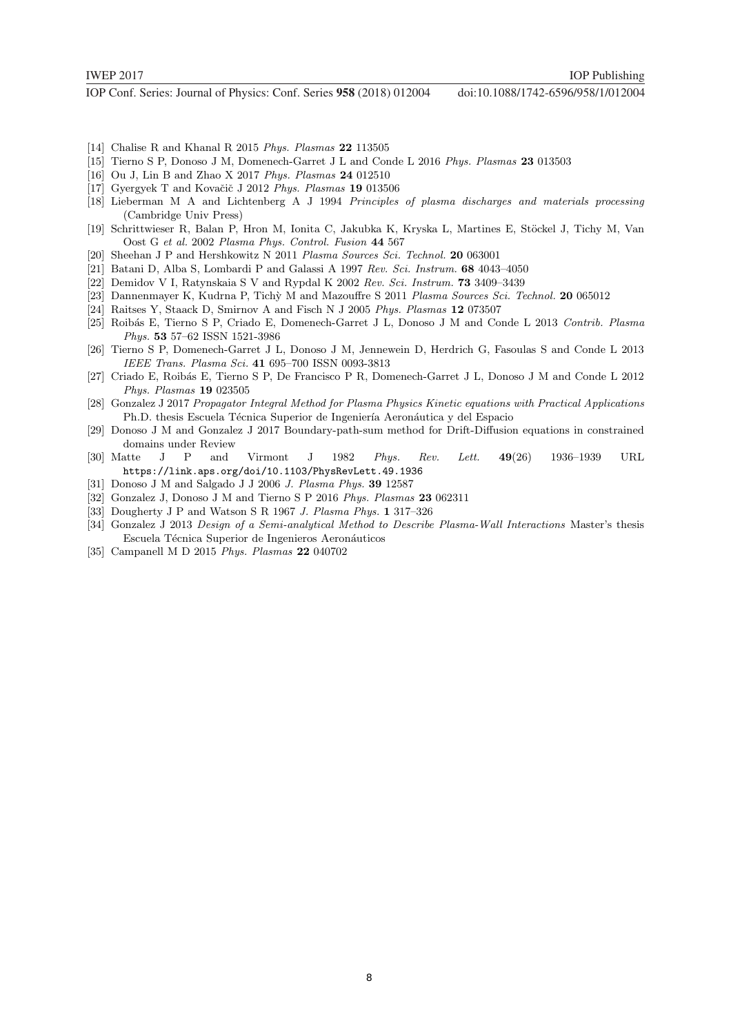[14] Chalise R and Khanal R 2015 *Phys. Plasmas* **22** 113505
[15] Tierno S P, Donoso J M, Domenech-Garret J L and Conde L 2016 *Phys. Plasmas* **23** 013503
[16] Ou J, Lin B and Zhao X 2017 *Phys. Plasmas* **24** 012510
[17] Gyergyek T and Kovačič J 2012 *Phys. Plasmas* **19** 013506
[18] Lieberman M A and Lichtenberg A J 1994 *Principles of plasma discharges and materials processing* (Cambridge Univ Press)
[19] Schrittwieser R, Balan P, Hron M, Ionita C, Jakubka K, Kryska L, Martines E, Stöckel J, Tichy M, Van Oost G *et al.* 2002 *Plasma Phys. Control. Fusion* **44** 567
[20] Sheehan J P and Hershkowitz N 2011 *Plasma Sources Sci. Technol.* **20** 063001
[21] Batani D, Alba S, Lombardi P and Galassi A 1997 *Rev. Sci. Instrum.* **68** 4043–4050
[22] Demidov V I, Ratynskaia S V and Rypdal K 2002 *Rev. Sci. Instrum.* **73** 3409–3439
[23] Dannenmayer K, Kudrna P, Tichỳ M and Mazouffre S 2011 *Plasma Sources Sci. Technol.* **20** 065012
[24] Raitses Y, Staack D, Smirnov A and Fisch N J 2005 *Phys. Plasmas* **12** 073507
[25] Roibás E, Tierno S P, Criado E, Domenech-Garret J L, Donoso J M and Conde L 2013 *Contrib. Plasma Phys.* **53** 57–62 ISSN 1521-3986
[26] Tierno S P, Domenech-Garret J L, Donoso J M, Jennewein D, Herdrich G, Fasoulas S and Conde L 2013 *IEEE Trans. Plasma Sci.* **41** 695–700 ISSN 0093-3813
[27] Criado E, Roibás E, Tierno S P, De Francisco P R, Domenech-Garret J L, Donoso J M and Conde L 2012 *Phys. Plasmas* **19** 023505
[28] Gonzalez J 2017 *Propagator Integral Method for Plasma Physics Kinetic equations with Practical Applications* Ph.D. thesis Escuela Técnica Superior de Ingeniería Aeronáutica y del Espacio
[29] Donoso J M and Gonzalez J 2017 Boundary-path-sum method for Drift-Diffusion equations in constrained domains under Review
[30] Matte J P and Virmont J 1982 *Phys. Rev. Lett.* **49**(26) 1936–1939 URL https://link.aps.org/doi/10.1103/PhysRevLett.49.1936
[31] Donoso J M and Salgado J J 2006 *J. Plasma Phys.* **39** 12587
[32] Gonzalez J, Donoso J M and Tierno S P 2016 *Phys. Plasmas* **23** 062311
[33] Dougherty J P and Watson S R 1967 *J. Plasma Phys.* **1** 317–326
[34] Gonzalez J 2013 *Design of a Semi-analytical Method to Describe Plasma-Wall Interactions* Master's thesis Escuela Técnica Superior de Ingenieros Aeronáuticos
[35] Campanell M D 2015 *Phys. Plasmas* **22** 040702